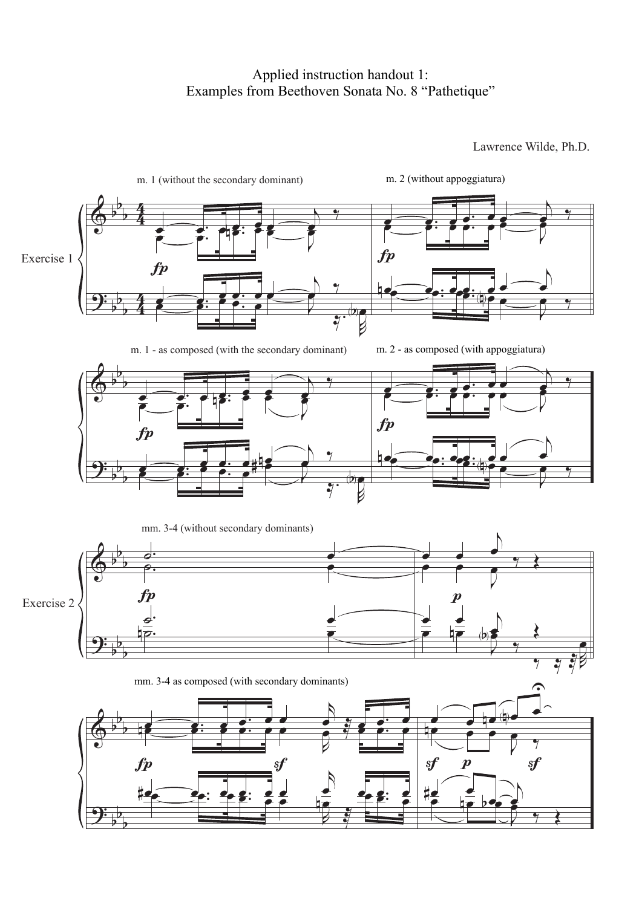# Applied instruction handout 1:
# Examples from Beethoven Sonata No. 8 "Pathetique"

Lawrence Wilde, Ph.D.

**Exercise 1**

m. 1 (without the secondary dominant)

m. 2 (without appoggiatura)

m. 1 - as composed (with the secondary dominant)

m. 2 - as composed (with appoggiatura)

**Exercise 2**

mm. 3-4 (without secondary dominants)

mm. 3-4 as composed (with secondary dominants)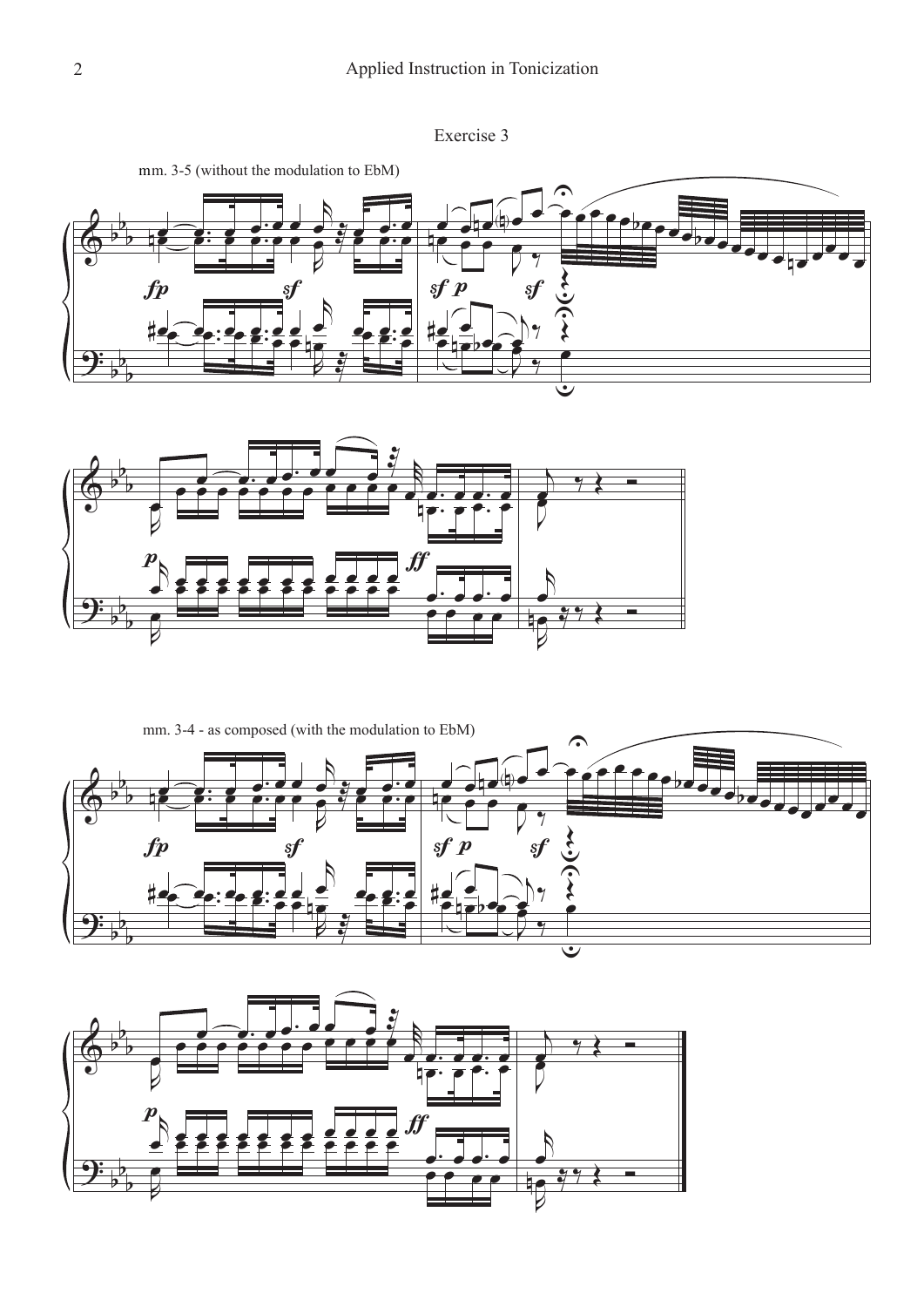Exercise 3

mm. 3-5 (without the modulation to EbM)

mm. 3-4 - as composed (with the modulation to EbM)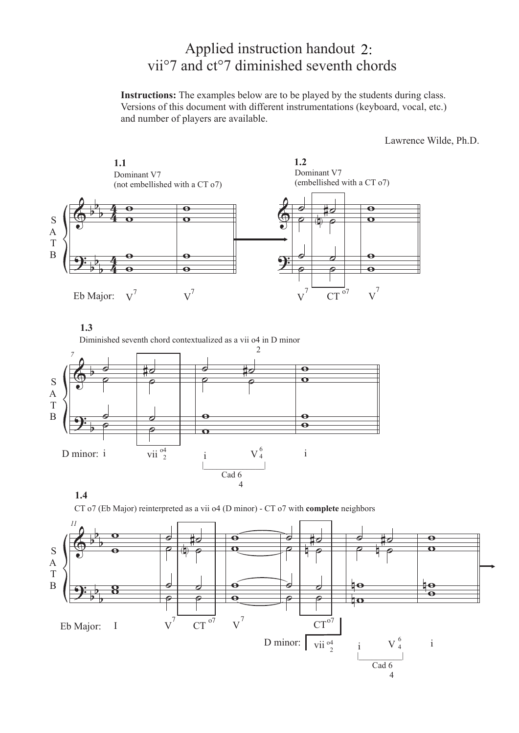# Applied instruction handout 2:
# vii°7 and ct°7 diminished seventh chords

**Instructions:** The examples below are to be played by the students during class. Versions of this document with different instrumentations (keyboard, vocal, etc.) and number of players are available.

Lawrence Wilde, Ph.D.

**1.1**

Dominant V7
(not embellished with a CT o7)

Eb Major: $V^7$ $V^7$

**1.2**

Dominant V7
(embellished with a CT o7)

$V^7$ $CT^{o7}$ $V^7$

**1.3**

Diminished seventh chord contextualized as a vii o4/2 in D minor

D minor: i $vii^{o4}_{2}$ i $V^6_4$ i

Cad 6/4

**1.4**

CT o7 (Eb Major) reinterpreted as a vii o4 (D minor) - CT o7 with **complete** neighbors

Eb Major: I $V^7$ $CT^{o7}$ $V^7$ $CT^{o7}$

D minor: $vii^{o4}_{2}$ i $V^6_4$ i

Cad 6/4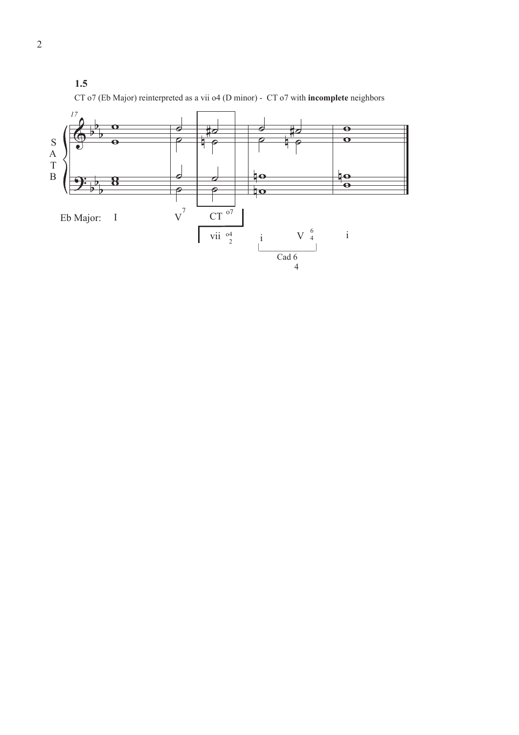**1.5**

CT o7 (Eb Major) reinterpreted as a vii o4 (D minor) - CT o7 with **incomplete** neighbors

17

S
A
T
B

Eb Major: I V7 CT o7

vii o4/2 i V 6/4 i

Cad 6/4